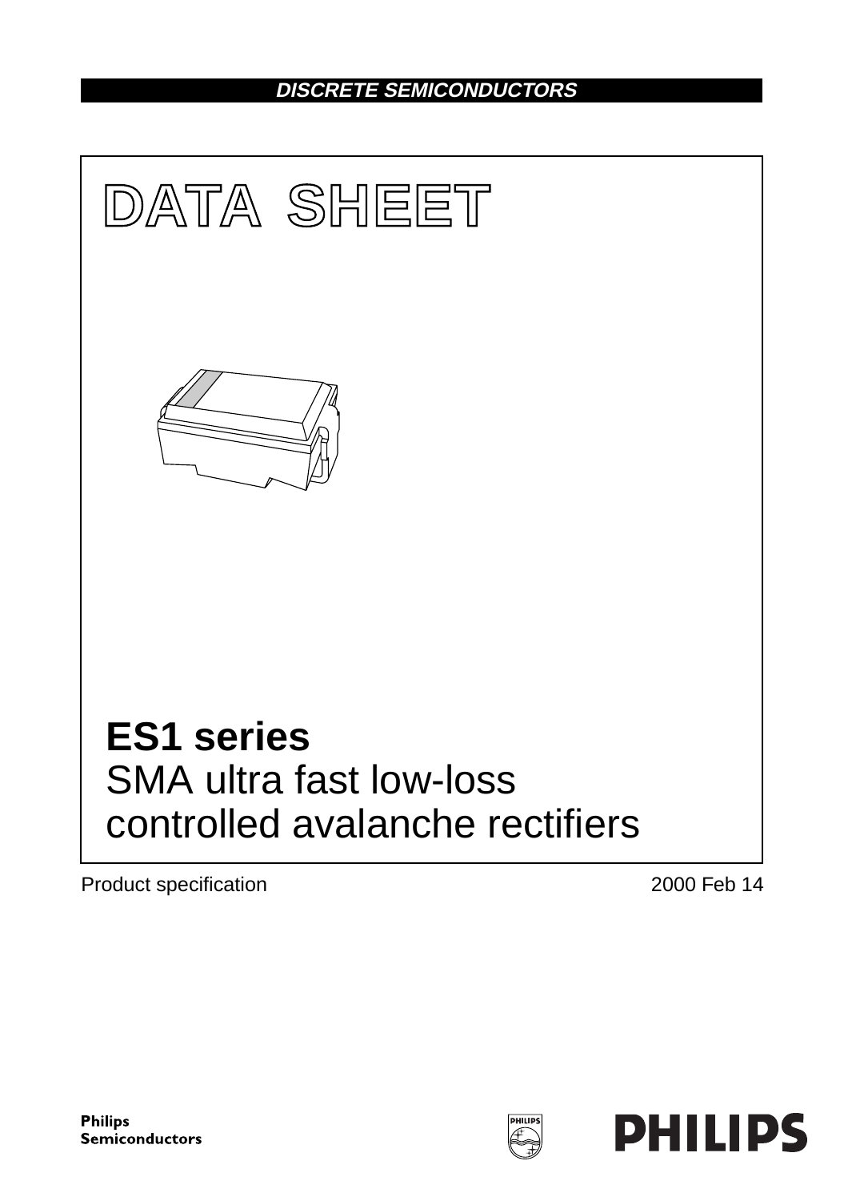DISCRETE SEMICONDUCTORS

# DATA SHEET

# ES1 series

## SMA ultra fast low-loss controlled avalanche rectifiers

Product specification

2000 Feb 14

Philips Semiconductors

PHILIPS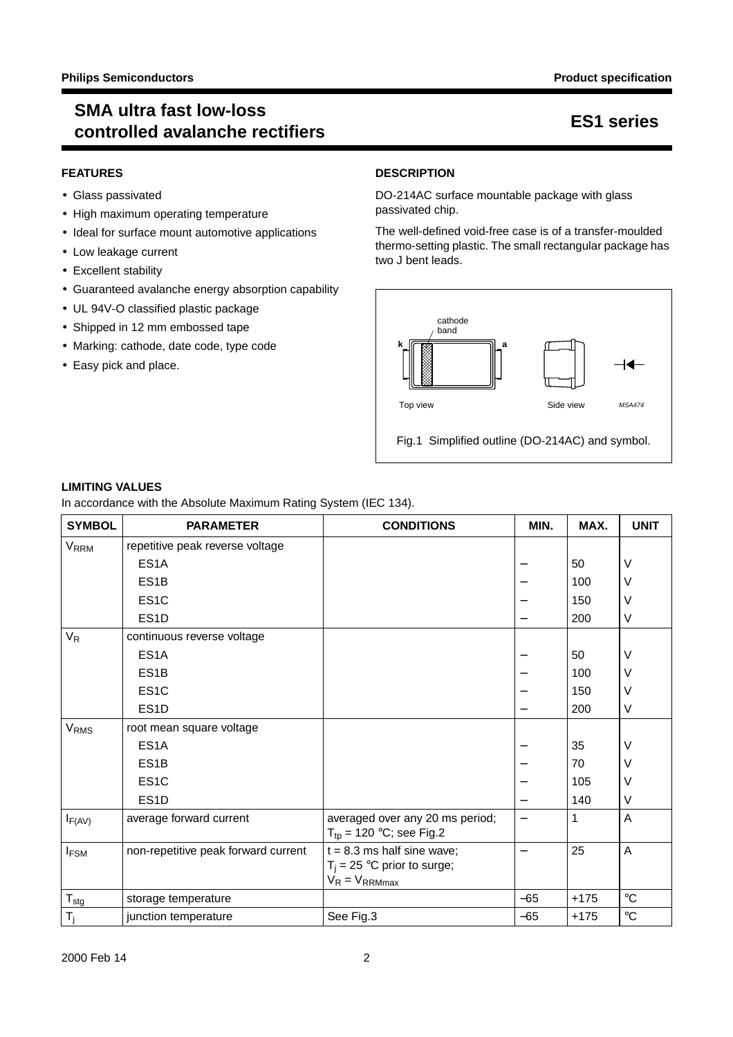# SMA ultra fast low-loss controlled avalanche rectifiers

# ES1 series

## FEATURES

- Glass passivated
- High maximum operating temperature
- Ideal for surface mount automotive applications
- Low leakage current
- Excellent stability
- Guaranteed avalanche energy absorption capability
- UL 94V-O classified plastic package
- Shipped in 12 mm embossed tape
- Marking: cathode, date code, type code
- Easy pick and place.

## DESCRIPTION

DO-214AC surface mountable package with glass passivated chip.

The well-defined void-free case is of a transfer-moulded thermo-setting plastic. The small rectangular package has two J bent leads.

Fig.1 Simplified outline (DO-214AC) and symbol.

## LIMITING VALUES

In accordance with the Absolute Maximum Rating System (IEC 134).

| SYMBOL | PARAMETER | CONDITIONS | MIN. | MAX. | UNIT |
|---|---|---|---|---|---|
| $V_{RRM}$ | repetitive peak reverse voltage | | | | |
| | ES1A | | − | 50 | V |
| | ES1B | | − | 100 | V |
| | ES1C | | − | 150 | V |
| | ES1D | | − | 200 | V |
| $V_R$ | continuous reverse voltage | | | | |
| | ES1A | | − | 50 | V |
| | ES1B | | − | 100 | V |
| | ES1C | | − | 150 | V |
| | ES1D | | − | 200 | V |
| $V_{RMS}$ | root mean square voltage | | | | |
| | ES1A | | − | 35 | V |
| | ES1B | | − | 70 | V |
| | ES1C | | − | 105 | V |
| | ES1D | | − | 140 | V |
| $I_{F(AV)}$ | average forward current | averaged over any 20 ms period; $T_{tp}$ = 120 °C; see Fig.2 | − | 1 | A |
| $I_{FSM}$ | non-repetitive peak forward current | t = 8.3 ms half sine wave; $T_j$ = 25 °C prior to surge; $V_R = V_{RRMmax}$ | − | 25 | A |
| $T_{stg}$ | storage temperature | | −65 | +175 | °C |
| $T_j$ | junction temperature | See Fig.3 | −65 | +175 | °C |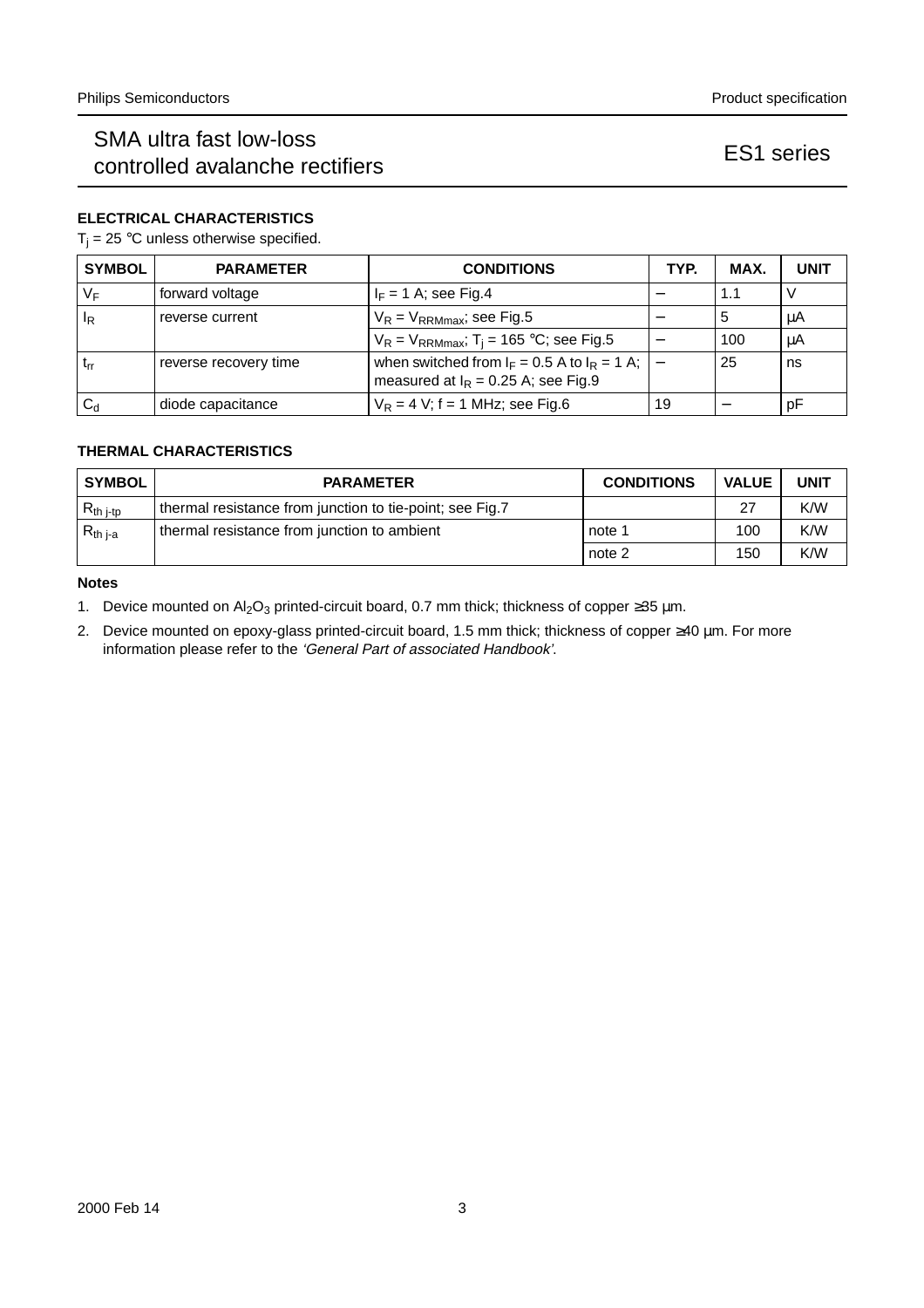## ELECTRICAL CHARACTERISTICS

$T_j$ = 25 °C unless otherwise specified.

| SYMBOL | PARAMETER | CONDITIONS | TYP. | MAX. | UNIT |
|---|---|---|---|---|---|
| $V_F$ | forward voltage | $I_F$ = 1 A; see Fig.4 | − | 1.1 | V |
| $I_R$ | reverse current | $V_R = V_{RRMmax}$; see Fig.5 | − | 5 | μA |
| | | $V_R = V_{RRMmax}$; $T_j$ = 165 °C; see Fig.5 | − | 100 | μA |
| $t_{rr}$ | reverse recovery time | when switched from $I_F$ = 0.5 A to $I_R$ = 1 A; measured at $I_R$ = 0.25 A; see Fig.9 | − | 25 | ns |
| $C_d$ | diode capacitance | $V_R$ = 4 V; f = 1 MHz; see Fig.6 | 19 | − | pF |

## THERMAL CHARACTERISTICS

| SYMBOL | PARAMETER | CONDITIONS | VALUE | UNIT |
|---|---|---|---|---|
| $R_{th\ j\text{-}tp}$ | thermal resistance from junction to tie-point; see Fig.7 | | 27 | K/W |
| $R_{th\ j\text{-}a}$ | thermal resistance from junction to ambient | note 1 | 100 | K/W |
| | | note 2 | 150 | K/W |

### Notes

1. Device mounted on $Al_2O_3$ printed-circuit board, 0.7 mm thick; thickness of copper ≥35 μm.
2. Device mounted on epoxy-glass printed-circuit board, 1.5 mm thick; thickness of copper ≥40 μm. For more information please refer to the *'General Part of associated Handbook'*.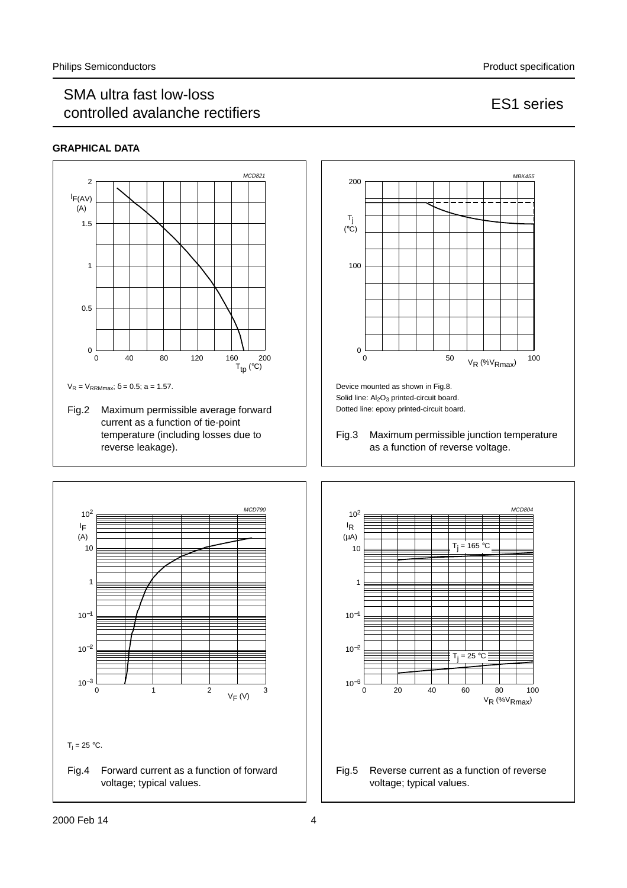## GRAPHICAL DATA

$V_R = V_{RRMmax}$; $\delta = 0.5$; $a = 1.57$.

Fig.2 Maximum permissible average forward current as a function of tie-point temperature (including losses due to reverse leakage).

Device mounted as shown in Fig.8.
Solid line: $Al_2O_3$ printed-circuit board.
Dotted line: epoxy printed-circuit board.

Fig.3 Maximum permissible junction temperature as a function of reverse voltage.

$T_j = 25$ °C.

Fig.4 Forward current as a function of forward voltage; typical values.

Fig.5 Reverse current as a function of reverse voltage; typical values.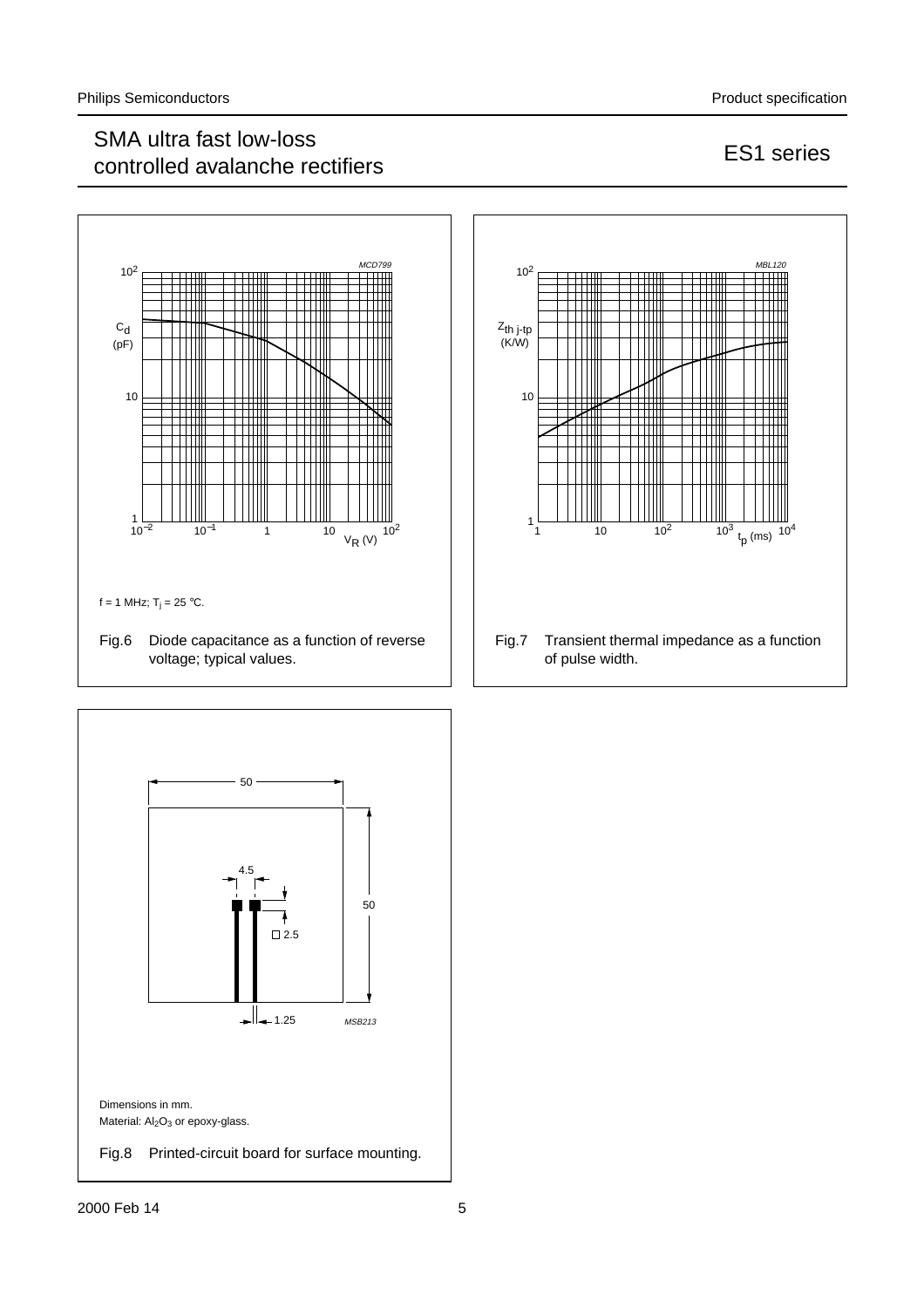f = 1 MHz; $T_j$ = 25 °C.

Fig.6 Diode capacitance as a function of reverse voltage; typical values.

Fig.7 Transient thermal impedance as a function of pulse width.

Dimensions in mm.

Material: $Al_2O_3$ or epoxy-glass.

Fig.8 Printed-circuit board for surface mounting.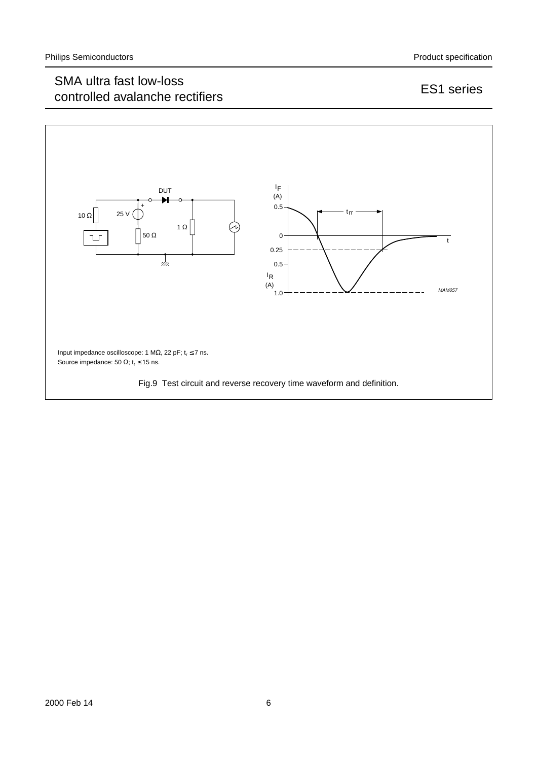Input impedance oscilloscope: 1 MΩ, 22 pF; $t_r \leq 7$ ns.
Source impedance: 50 Ω; $t_r \leq 15$ ns.

Fig.9 Test circuit and reverse recovery time waveform and definition.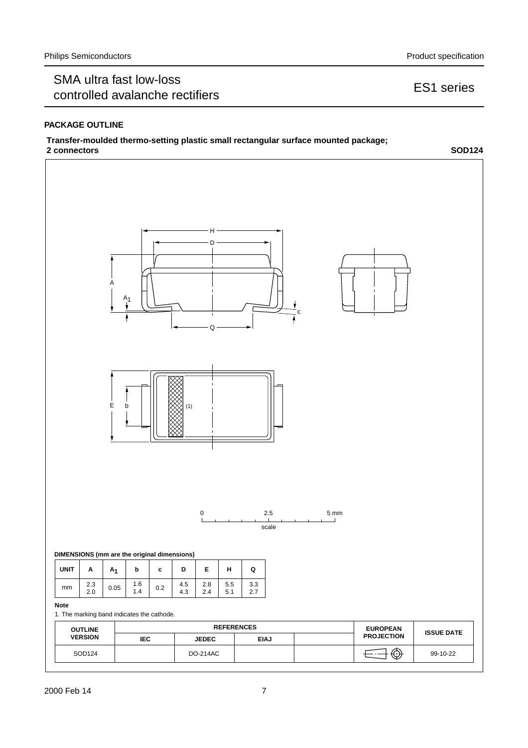## PACKAGE OUTLINE

**Transfer-moulded thermo-setting plastic small rectangular surface mounted package; 2 connectors** **SOD124**

DIMENSIONS (mm are the original dimensions)

| UNIT | A | $A_1$ | b | c | D | E | H | Q |
|---|---|---|---|---|---|---|---|---|
| mm | 2.3<br>2.0 | 0.05 | 1.6<br>1.4 | 0.2 | 4.5<br>4.3 | 2.8<br>2.4 | 5.5<br>5.1 | 3.3<br>2.7 |

**Note**

1. The marking band indicates the cathode.

| OUTLINE VERSION | REFERENCES | | | | EUROPEAN PROJECTION | ISSUE DATE |
|---|---|---|---|---|---|---|
| | IEC | JEDEC | EIAJ | | | |
| SOD124 | | DO-214AC | | | | 99-10-22 |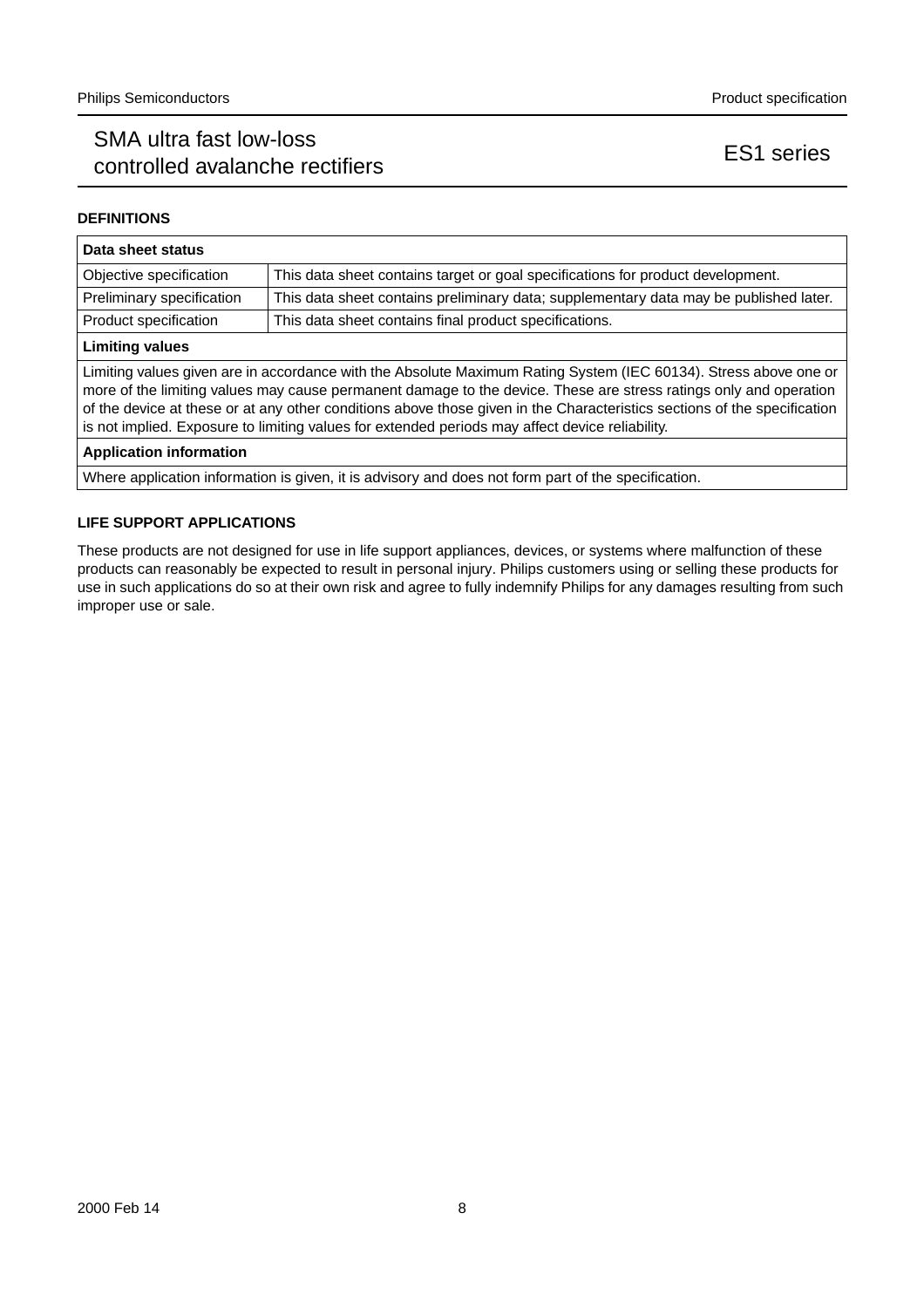## DEFINITIONS

| Data sheet status | |
|---|---|
| Objective specification | This data sheet contains target or goal specifications for product development. |
| Preliminary specification | This data sheet contains preliminary data; supplementary data may be published later. |
| Product specification | This data sheet contains final product specifications. |
| **Limiting values** | |
| Limiting values given are in accordance with the Absolute Maximum Rating System (IEC 60134). Stress above one or more of the limiting values may cause permanent damage to the device. These are stress ratings only and operation of the device at these or at any other conditions above those given in the Characteristics sections of the specification is not implied. Exposure to limiting values for extended periods may affect device reliability. | |
| **Application information** | |
| Where application information is given, it is advisory and does not form part of the specification. | |

## LIFE SUPPORT APPLICATIONS

These products are not designed for use in life support appliances, devices, or systems where malfunction of these products can reasonably be expected to result in personal injury. Philips customers using or selling these products for use in such applications do so at their own risk and agree to fully indemnify Philips for any damages resulting from such improper use or sale.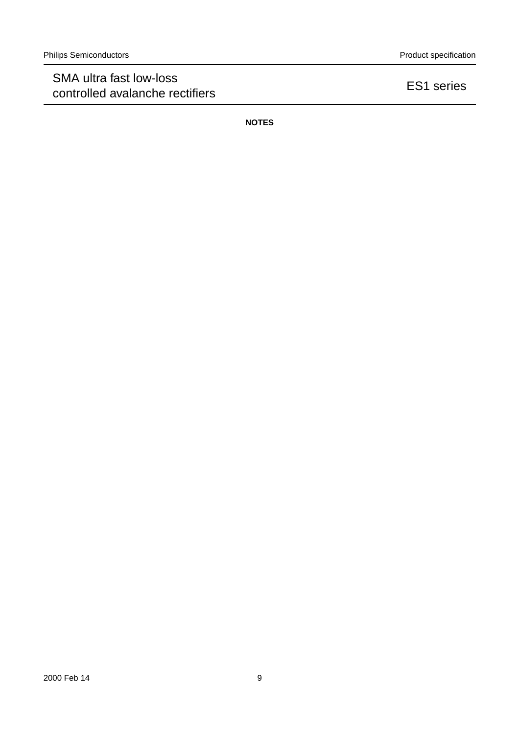## NOTES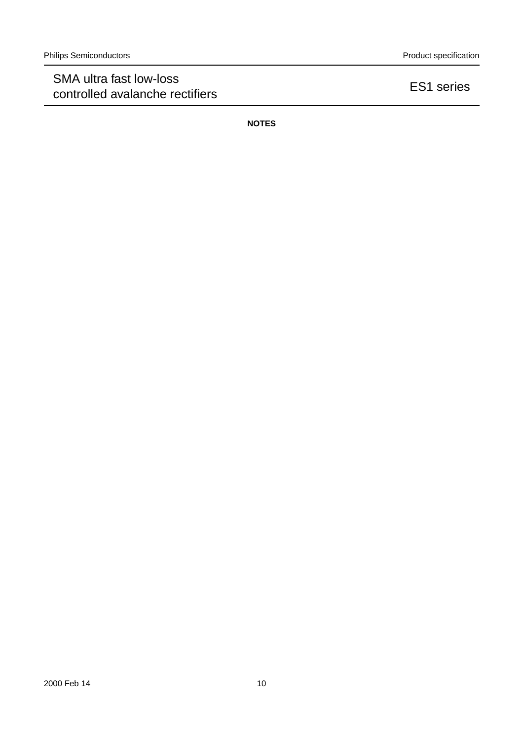## NOTES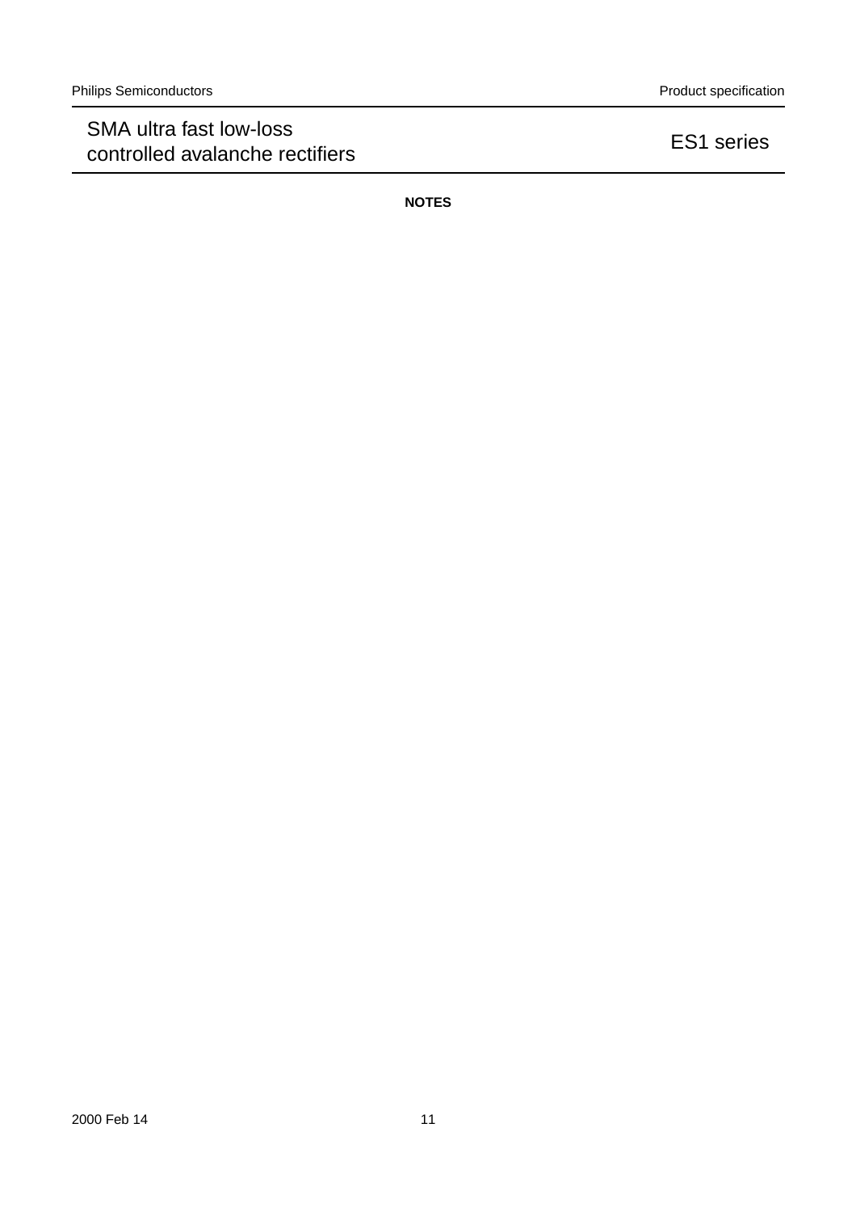## NOTES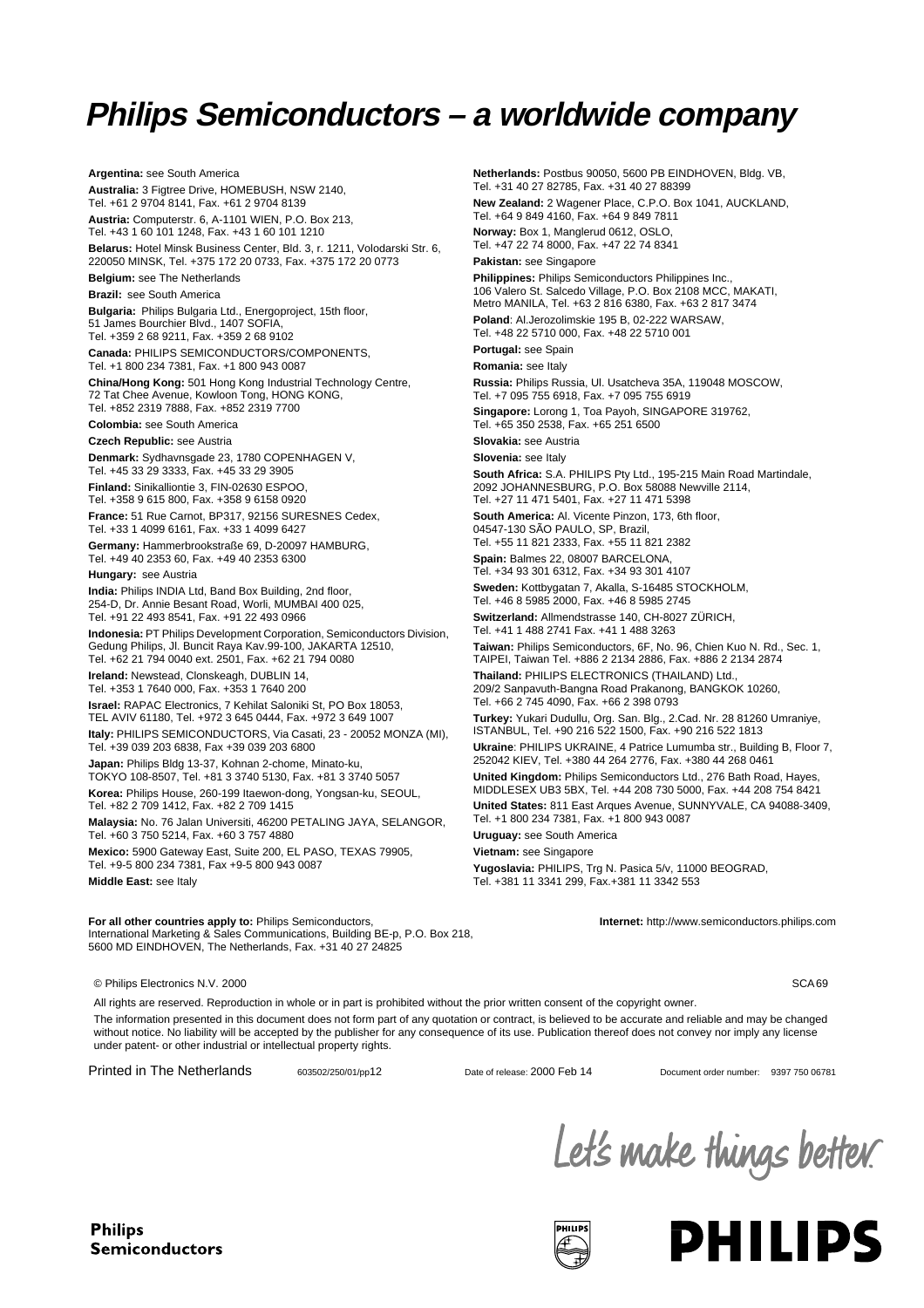# Philips Semiconductors – a worldwide company

**Argentina:** see South America

**Australia:** 3 Figtree Drive, HOMEBUSH, NSW 2140, Tel. +61 2 9704 8141, Fax. +61 2 9704 8139

**Austria:** Computerstr. 6, A-1101 WIEN, P.O. Box 213, Tel. +43 1 60 101 1248, Fax. +43 1 60 101 1210

**Belarus:** Hotel Minsk Business Center, Bld. 3, r. 1211, Volodarski Str. 6, 220050 MINSK, Tel. +375 172 20 0733, Fax. +375 172 20 0773

**Belgium:** see The Netherlands

**Brazil:** see South America

**Bulgaria:** Philips Bulgaria Ltd., Energoproject, 15th floor, 51 James Bourchier Blvd., 1407 SOFIA, Tel. +359 2 68 9211, Fax. +359 2 68 9102

**Canada:** PHILIPS SEMICONDUCTORS/COMPONENTS, Tel. +1 800 234 7381, Fax. +1 800 943 0087

**China/Hong Kong:** 501 Hong Kong Industrial Technology Centre, 72 Tat Chee Avenue, Kowloon Tong, HONG KONG, Tel. +852 2319 7888, Fax. +852 2319 7700

**Colombia:** see South America

**Czech Republic:** see Austria

**Denmark:** Sydhavnsgade 23, 1780 COPENHAGEN V, Tel. +45 33 29 3333, Fax. +45 33 29 3905

**Finland:** Sinikalliontie 3, FIN-02630 ESPOO, Tel. +358 9 615 800, Fax. +358 9 6158 0920

**France:** 51 Rue Carnot, BP317, 92156 SURESNES Cedex, Tel. +33 1 4099 6161, Fax. +33 1 4099 6427

**Germany:** Hammerbrookstraße 69, D-20097 HAMBURG, Tel. +49 40 2353 60, Fax. +49 40 2353 6300

**Hungary:** see Austria

**India:** Philips INDIA Ltd, Band Box Building, 2nd floor, 254-D, Dr. Annie Besant Road, Worli, MUMBAI 400 025, Tel. +91 22 493 8541, Fax. +91 22 493 0966

**Indonesia:** PT Philips Development Corporation, Semiconductors Division, Gedung Philips, Jl. Buncit Raya Kav.99-100, JAKARTA 12510, Tel. +62 21 794 0040 ext. 2501, Fax. +62 21 794 0080

**Ireland:** Newstead, Clonskeagh, DUBLIN 14, Tel. +353 1 7640 000, Fax. +353 1 7640 200

**Israel:** RAPAC Electronics, 7 Kehilat Saloniki St, PO Box 18053, TEL AVIV 61180, Tel. +972 3 645 0444, Fax. +972 3 649 1007

**Italy:** PHILIPS SEMICONDUCTORS, Via Casati, 23 - 20052 MONZA (MI), Tel. +39 039 203 6838, Fax +39 039 203 6800

**Japan:** Philips Bldg 13-37, Kohnan 2-chome, Minato-ku, TOKYO 108-8507, Tel. +81 3 3740 5130, Fax. +81 3 3740 5057

**Korea:** Philips House, 260-199 Itaewon-dong, Yongsan-ku, SEOUL, Tel. +82 2 709 1412, Fax. +82 2 709 1415

**Malaysia:** No. 76 Jalan Universiti, 46200 PETALING JAYA, SELANGOR, Tel. +60 3 750 5214, Fax. +60 3 757 4880

**Mexico:** 5900 Gateway East, Suite 200, EL PASO, TEXAS 79905, Tel. +9-5 800 234 7381, Fax +9-5 800 943 0087

**Middle East:** see Italy

**Netherlands:** Postbus 90050, 5600 PB EINDHOVEN, Bldg. VB, Tel. +31 40 27 82785, Fax. +31 40 27 88399

**New Zealand:** 2 Wagener Place, C.P.O. Box 1041, AUCKLAND, Tel. +64 9 849 4160, Fax. +64 9 849 7811

**Norway:** Box 1, Manglerud 0612, OSLO, Tel. +47 22 74 8000, Fax. +47 22 74 8341

**Pakistan:** see Singapore

**Philippines:** Philips Semiconductors Philippines Inc., 106 Valero St. Salcedo Village, P.O. Box 2108 MCC, MAKATI, Metro MANILA, Tel. +63 2 816 6380, Fax. +63 2 817 3474

**Poland**: Al.Jerozolimskie 195 B, 02-222 WARSAW, Tel. +48 22 5710 000, Fax. +48 22 5710 001

**Portugal:** see Spain

**Romania:** see Italy

**Russia:** Philips Russia, Ul. Usatcheva 35A, 119048 MOSCOW, Tel. +7 095 755 6918, Fax. +7 095 755 6919

**Singapore:** Lorong 1, Toa Payoh, SINGAPORE 319762, Tel. +65 350 2538, Fax. +65 251 6500

**Slovakia:** see Austria

**Slovenia:** see Italy

**South Africa:** S.A. PHILIPS Pty Ltd., 195-215 Main Road Martindale, 2092 JOHANNESBURG, P.O. Box 58088 Newville 2114, Tel. +27 11 471 5401, Fax. +27 11 471 5398

**South America:** Al. Vicente Pinzon, 173, 6th floor, 04547-130 SÃO PAULO, SP, Brazil, Tel. +55 11 821 2333, Fax. +55 11 821 2382

**Spain:** Balmes 22, 08007 BARCELONA, Tel. +34 93 301 6312, Fax. +34 93 301 4107

**Sweden:** Kottbygatan 7, Akalla, S-16485 STOCKHOLM, Tel. +46 8 5985 2000, Fax. +46 8 5985 2745

**Switzerland:** Allmendstrasse 140, CH-8027 ZÜRICH, Tel. +41 1 488 2741 Fax. +41 1 488 3263

**Taiwan:** Philips Semiconductors, 6F, No. 96, Chien Kuo N. Rd., Sec. 1, TAIPEI, Taiwan Tel. +886 2 2134 2886, Fax. +886 2 2134 2874

**Thailand:** PHILIPS ELECTRONICS (THAILAND) Ltd., 209/2 Sanpavuth-Bangna Road Prakanong, BANGKOK 10260, Tel. +66 2 745 4090, Fax. +66 2 398 0793

**Turkey:** Yukari Dudullu, Org. San. Blg., 2.Cad. Nr. 28 81260 Umraniye, ISTANBUL, Tel. +90 216 522 1500, Fax. +90 216 522 1813

**Ukraine**: PHILIPS UKRAINE, 4 Patrice Lumumba str., Building B, Floor 7, 252042 KIEV, Tel. +380 44 264 2776, Fax. +380 44 268 0461

**United Kingdom:** Philips Semiconductors Ltd., 276 Bath Road, Hayes, MIDDLESEX UB3 5BX, Tel. +44 208 730 5000, Fax. +44 208 754 8421

**United States:** 811 East Arques Avenue, SUNNYVALE, CA 94088-3409, Tel. +1 800 234 7381, Fax. +1 800 943 0087

**Uruguay:** see South America

**Vietnam:** see Singapore

**Yugoslavia:** PHILIPS, Trg N. Pasica 5/v, 11000 BEOGRAD, Tel. +381 11 3341 299, Fax.+381 11 3342 553

**For all other countries apply to:** Philips Semiconductors, International Marketing & Sales Communications, Building BE-p, P.O. Box 218, 5600 MD EINDHOVEN, The Netherlands, Fax. +31 40 27 24825

**Internet:** http://www.semiconductors.philips.com

© Philips Electronics N.V. 2000 SCA69

All rights are reserved. Reproduction in whole or in part is prohibited without the prior written consent of the copyright owner.

The information presented in this document does not form part of any quotation or contract, is believed to be accurate and reliable and may be changed without notice. No liability will be accepted by the publisher for any consequence of its use. Publication thereof does not convey nor imply any license under patent- or other industrial or intellectual property rights.

Printed in The Netherlands 603502/250/01/pp12 Date of release: 2000 Feb 14 Document order number: 9397 750 06781

Let's make things better.

Philips Semiconductors

PHILIPS